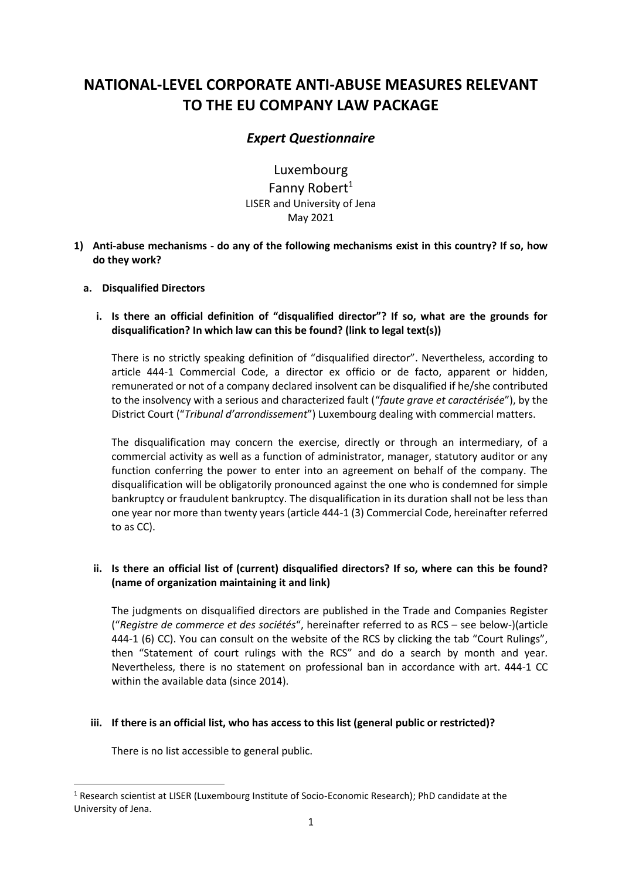# NATIONAL-LEVEL CORPORATE ANTI-ABUSE MEASURES RELEVANT TO THE EU COMPANY LAW PACKAGE

## *Expert Questionnaire*

Luxembourg

Fanny Robert[1]

LISER and University of Jena

May 2021

**1) Anti-abuse mechanisms - do any of the following mechanisms exist in this country? If so, how do they work?**

**a. Disqualified Directors**

**i. Is there an official definition of "disqualified director"? If so, what are the grounds for disqualification? In which law can this be found? (link to legal text(s))**

There is no strictly speaking definition of "disqualified director". Nevertheless, according to article 444-1 Commercial Code, a director ex officio or de facto, apparent or hidden, remunerated or not of a company declared insolvent can be disqualified if he/she contributed to the insolvency with a serious and characterized fault ("*faute grave et caractérisée*"), by the District Court ("*Tribunal d'arrondissement*") Luxembourg dealing with commercial matters.

The disqualification may concern the exercise, directly or through an intermediary, of a commercial activity as well as a function of administrator, manager, statutory auditor or any function conferring the power to enter into an agreement on behalf of the company. The disqualification will be obligatorily pronounced against the one who is condemned for simple bankruptcy or fraudulent bankruptcy. The disqualification in its duration shall not be less than one year nor more than twenty years (article 444-1 (3) Commercial Code, hereinafter referred to as CC).

**ii. Is there an official list of (current) disqualified directors? If so, where can this be found? (name of organization maintaining it and link)**

The judgments on disqualified directors are published in the Trade and Companies Register ("*Registre de commerce et des sociétés*", hereinafter referred to as RCS – see below-)(article 444-1 (6) CC). You can consult on the website of the RCS by clicking the tab "Court Rulings", then "Statement of court rulings with the RCS" and do a search by month and year. Nevertheless, there is no statement on professional ban in accordance with art. 444-1 CC within the available data (since 2014).

**iii. If there is an official list, who has access to this list (general public or restricted)?**

There is no list accessible to general public.

---

[1] Research scientist at LISER (Luxembourg Institute of Socio-Economic Research); PhD candidate at the University of Jena.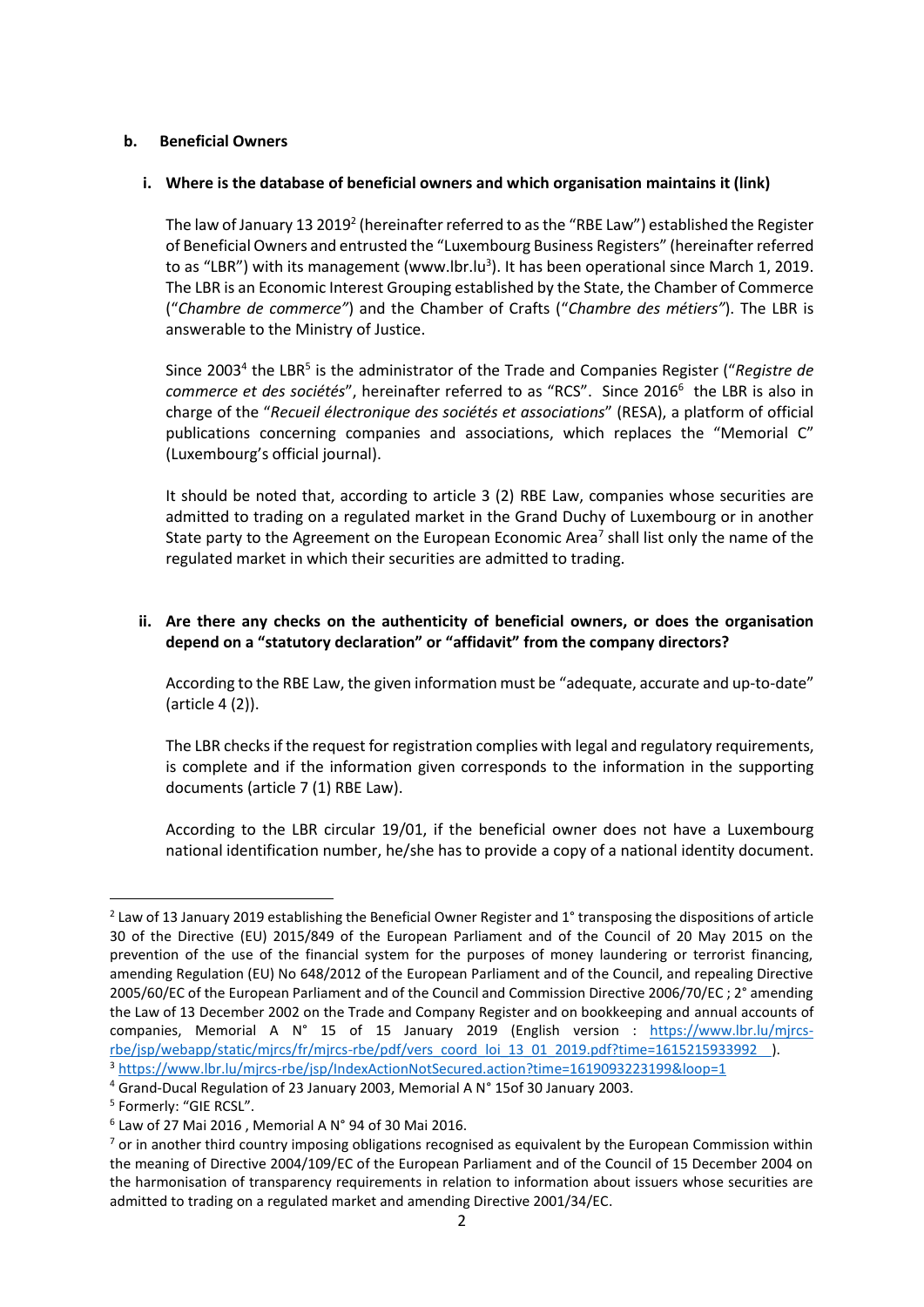### b. Beneficial Owners

#### i. Where is the database of beneficial owners and which organisation maintains it (link)

The law of January 13 2019[2] (hereinafter referred to as the "RBE Law") established the Register of Beneficial Owners and entrusted the "Luxembourg Business Registers" (hereinafter referred to as "LBR") with its management (www.lbr.lu[3]). It has been operational since March 1, 2019. The LBR is an Economic Interest Grouping established by the State, the Chamber of Commerce ("*Chambre de commerce"*) and the Chamber of Crafts ("*Chambre des métiers"*). The LBR is answerable to the Ministry of Justice.

Since 2003[4] the LBR[5] is the administrator of the Trade and Companies Register ("*Registre de commerce et des sociétés*", hereinafter referred to as "RCS". Since 2016[6] the LBR is also in charge of the "*Recueil électronique des sociétés et associations*" (RESA), a platform of official publications concerning companies and associations, which replaces the "Memorial C" (Luxembourg's official journal).

It should be noted that, according to article 3 (2) RBE Law, companies whose securities are admitted to trading on a regulated market in the Grand Duchy of Luxembourg or in another State party to the Agreement on the European Economic Area[7] shall list only the name of the regulated market in which their securities are admitted to trading.

#### ii. Are there any checks on the authenticity of beneficial owners, or does the organisation depend on a "statutory declaration" or "affidavit" from the company directors?

According to the RBE Law, the given information must be "adequate, accurate and up-to-date" (article 4 (2)).

The LBR checks if the request for registration complies with legal and regulatory requirements, is complete and if the information given corresponds to the information in the supporting documents (article 7 (1) RBE Law).

According to the LBR circular 19/01, if the beneficial owner does not have a Luxembourg national identification number, he/she has to provide a copy of a national identity document.

---

[2] Law of 13 January 2019 establishing the Beneficial Owner Register and 1° transposing the dispositions of article 30 of the Directive (EU) 2015/849 of the European Parliament and of the Council of 20 May 2015 on the prevention of the use of the financial system for the purposes of money laundering or terrorist financing, amending Regulation (EU) No 648/2012 of the European Parliament and of the Council, and repealing Directive 2005/60/EC of the European Parliament and of the Council and Commission Directive 2006/70/EC ; 2° amending the Law of 13 December 2002 on the Trade and Company Register and on bookkeeping and annual accounts of companies, Memorial A N° 15 of 15 January 2019 (English version : https://www.lbr.lu/mjrcs-rbe/jsp/webapp/static/mjrcs/fr/mjrcs-rbe/pdf/vers_coord_loi_13_01_2019.pdf?time=1615215933992 ).

[3] https://www.lbr.lu/mjrcs-rbe/jsp/IndexActionNotSecured.action?time=1619093223199&loop=1

[4] Grand-Ducal Regulation of 23 January 2003, Memorial A N° 15of 30 January 2003.

[5] Formerly: "GIE RCSL".

[6] Law of 27 Mai 2016 , Memorial A N° 94 of 30 Mai 2016.

[7] or in another third country imposing obligations recognised as equivalent by the European Commission within the meaning of Directive 2004/109/EC of the European Parliament and of the Council of 15 December 2004 on the harmonisation of transparency requirements in relation to information about issuers whose securities are admitted to trading on a regulated market and amending Directive 2001/34/EC.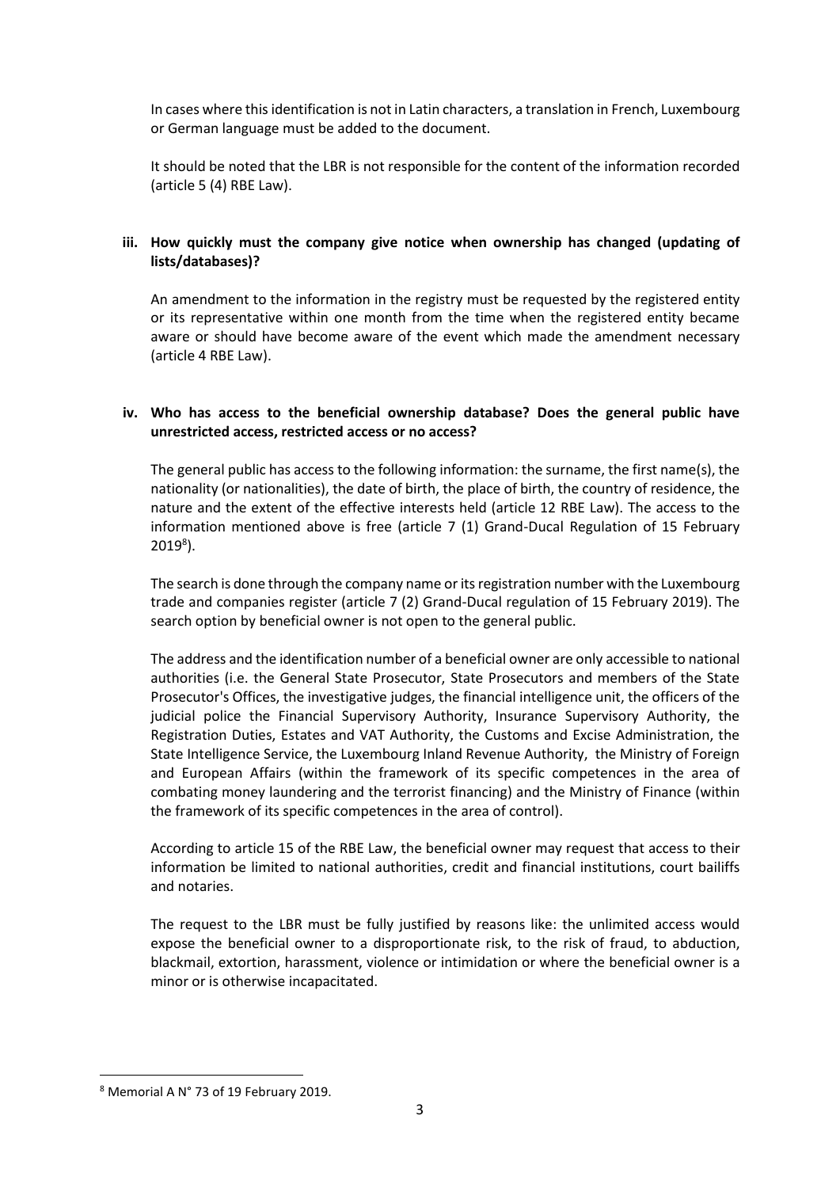In cases where this identification is not in Latin characters, a translation in French, Luxembourg or German language must be added to the document.

It should be noted that the LBR is not responsible for the content of the information recorded (article 5 (4) RBE Law).

**iii. How quickly must the company give notice when ownership has changed (updating of lists/databases)?**

An amendment to the information in the registry must be requested by the registered entity or its representative within one month from the time when the registered entity became aware or should have become aware of the event which made the amendment necessary (article 4 RBE Law).

**iv. Who has access to the beneficial ownership database? Does the general public have unrestricted access, restricted access or no access?**

The general public has access to the following information: the surname, the first name(s), the nationality (or nationalities), the date of birth, the place of birth, the country of residence, the nature and the extent of the effective interests held (article 12 RBE Law). The access to the information mentioned above is free (article 7 (1) Grand-Ducal Regulation of 15 February 2019[8]).

The search is done through the company name or its registration number with the Luxembourg trade and companies register (article 7 (2) Grand-Ducal regulation of 15 February 2019). The search option by beneficial owner is not open to the general public.

The address and the identification number of a beneficial owner are only accessible to national authorities (i.e. the General State Prosecutor, State Prosecutors and members of the State Prosecutor's Offices, the investigative judges, the financial intelligence unit, the officers of the judicial police the Financial Supervisory Authority, Insurance Supervisory Authority, the Registration Duties, Estates and VAT Authority, the Customs and Excise Administration, the State Intelligence Service, the Luxembourg Inland Revenue Authority, the Ministry of Foreign and European Affairs (within the framework of its specific competences in the area of combating money laundering and the terrorist financing) and the Ministry of Finance (within the framework of its specific competences in the area of control).

According to article 15 of the RBE Law, the beneficial owner may request that access to their information be limited to national authorities, credit and financial institutions, court bailiffs and notaries.

The request to the LBR must be fully justified by reasons like: the unlimited access would expose the beneficial owner to a disproportionate risk, to the risk of fraud, to abduction, blackmail, extortion, harassment, violence or intimidation or where the beneficial owner is a minor or is otherwise incapacitated.

[8] Memorial A N° 73 of 19 February 2019.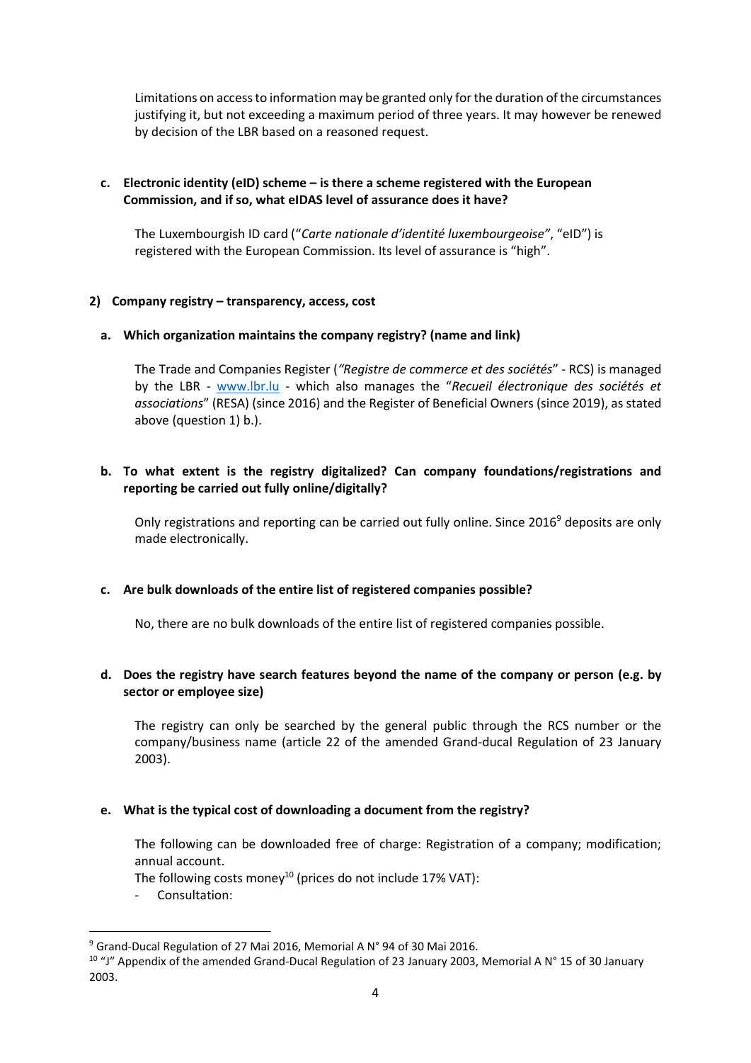Limitations on access to information may be granted only for the duration of the circumstances justifying it, but not exceeding a maximum period of three years. It may however be renewed by decision of the LBR based on a reasoned request.

**c. Electronic identity (eID) scheme – is there a scheme registered with the European Commission, and if so, what eIDAS level of assurance does it have?**

The Luxembourgish ID card ("*Carte nationale d'identité luxembourgeoise"*, "eID") is registered with the European Commission. Its level of assurance is "high".

## 2) Company registry – transparency, access, cost

**a. Which organization maintains the company registry? (name and link)**

The Trade and Companies Register (*"Registre de commerce et des sociétés*" - RCS) is managed by the LBR - www.lbr.lu - which also manages the "*Recueil électronique des sociétés et associations*" (RESA) (since 2016) and the Register of Beneficial Owners (since 2019), as stated above (question 1) b.).

**b. To what extent is the registry digitalized? Can company foundations/registrations and reporting be carried out fully online/digitally?**

Only registrations and reporting can be carried out fully online. Since 2016[9] deposits are only made electronically.

**c. Are bulk downloads of the entire list of registered companies possible?**

No, there are no bulk downloads of the entire list of registered companies possible.

**d. Does the registry have search features beyond the name of the company or person (e.g. by sector or employee size)**

The registry can only be searched by the general public through the RCS number or the company/business name (article 22 of the amended Grand-ducal Regulation of 23 January 2003).

**e. What is the typical cost of downloading a document from the registry?**

The following can be downloaded free of charge: Registration of a company; modification; annual account.

The following costs money[10] (prices do not include 17% VAT):

- Consultation:

---

[9] Grand-Ducal Regulation of 27 Mai 2016, Memorial A N° 94 of 30 Mai 2016.

[10] "J" Appendix of the amended Grand-Ducal Regulation of 23 January 2003, Memorial A N° 15 of 30 January 2003.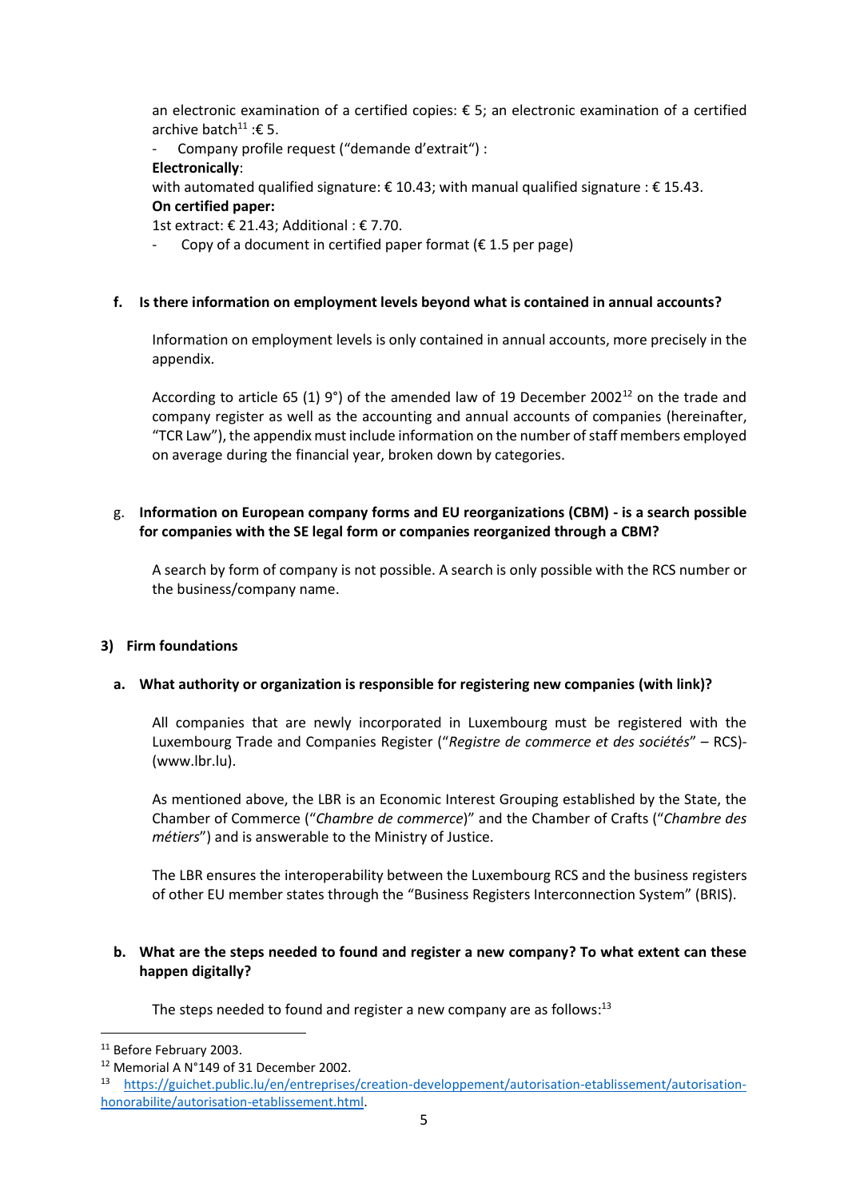an electronic examination of a certified copies: € 5; an electronic examination of a certified archive batch[11] :€ 5.

- Company profile request ("demande d'extrait") :

**Electronically**:

with automated qualified signature: € 10.43; with manual qualified signature : € 15.43.

**On certified paper:**

1st extract: € 21.43; Additional : € 7.70.

- Copy of a document in certified paper format (€ 1.5 per page)

#### f. Is there information on employment levels beyond what is contained in annual accounts?

Information on employment levels is only contained in annual accounts, more precisely in the appendix.

According to article 65 (1) 9°) of the amended law of 19 December 2002[12] on the trade and company register as well as the accounting and annual accounts of companies (hereinafter, "TCR Law"), the appendix must include information on the number of staff members employed on average during the financial year, broken down by categories.

#### g. Information on European company forms and EU reorganizations (CBM) - is a search possible for companies with the SE legal form or companies reorganized through a CBM?

A search by form of company is not possible. A search is only possible with the RCS number or the business/company name.

### 3) Firm foundations

#### a. What authority or organization is responsible for registering new companies (with link)?

All companies that are newly incorporated in Luxembourg must be registered with the Luxembourg Trade and Companies Register ("*Registre de commerce et des sociétés*" – RCS)-(www.lbr.lu).

As mentioned above, the LBR is an Economic Interest Grouping established by the State, the Chamber of Commerce ("*Chambre de commerce*)" and the Chamber of Crafts ("*Chambre des métiers*") and is answerable to the Ministry of Justice.

The LBR ensures the interoperability between the Luxembourg RCS and the business registers of other EU member states through the "Business Registers Interconnection System" (BRIS).

#### b. What are the steps needed to found and register a new company? To what extent can these happen digitally?

The steps needed to found and register a new company are as follows:[13]

---

[11] Before February 2003.

[12] Memorial A N°149 of 31 December 2002.

[13] https://guichet.public.lu/en/entreprises/creation-developpement/autorisation-etablissement/autorisation-honorabilite/autorisation-etablissement.html.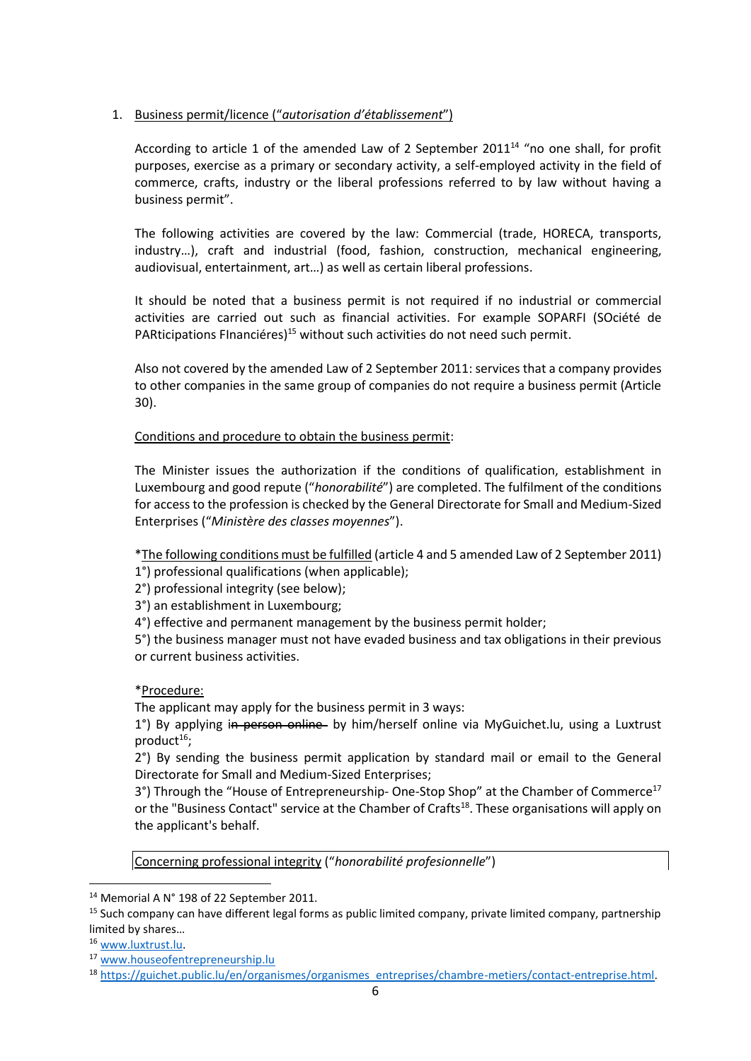1. <u>Business permit/licence ("*autorisation d'établissement*")</u>

According to article 1 of the amended Law of 2 September 2011[14] "no one shall, for profit purposes, exercise as a primary or secondary activity, a self-employed activity in the field of commerce, crafts, industry or the liberal professions referred to by law without having a business permit".

The following activities are covered by the law: Commercial (trade, HORECA, transports, industry…), craft and industrial (food, fashion, construction, mechanical engineering, audiovisual, entertainment, art…) as well as certain liberal professions.

It should be noted that a business permit is not required if no industrial or commercial activities are carried out such as financial activities. For example SOPARFI (SOciété de PARticipations FInanciéres)[15] without such activities do not need such permit.

Also not covered by the amended Law of 2 September 2011: services that a company provides to other companies in the same group of companies do not require a business permit (Article 30).

<u>Conditions and procedure to obtain the business permit</u>:

The Minister issues the authorization if the conditions of qualification, establishment in Luxembourg and good repute ("*honorabilité*") are completed. The fulfilment of the conditions for access to the profession is checked by the General Directorate for Small and Medium-Sized Enterprises ("*Ministère des classes moyennes*").

*<u>The following conditions must be fulfilled</u> (article 4 and 5 amended Law of 2 September 2011)
1°) professional qualifications (when applicable);
2°) professional integrity (see below);
3°) an establishment in Luxembourg;
4°) effective and permanent management by the business permit holder;
5°) the business manager must not have evaded business and tax obligations in their previous or current business activities.

*<u>Procedure:</u>
The applicant may apply for the business permit in 3 ways:
1°) By applying i~~n person online~~ by him/herself online via MyGuichet.lu, using a Luxtrust product[16];
2°) By sending the business permit application by standard mail or email to the General Directorate for Small and Medium-Sized Enterprises;
3°) Through the "House of Entrepreneurship- One-Stop Shop" at the Chamber of Commerce[17] or the "Business Contact" service at the Chamber of Crafts[18]. These organisations will apply on the applicant's behalf.

<u>Concerning professional integrity</u> ("*honorabilité profesionnelle*")

---

[14] Memorial A N° 198 of 22 September 2011.
[15] Such company can have different legal forms as public limited company, private limited company, partnership limited by shares…
[16] www.luxtrust.lu.
[17] www.houseofentrepreneurship.lu
[18] https://guichet.public.lu/en/organismes/organismes_entreprises/chambre-metiers/contact-entreprise.html.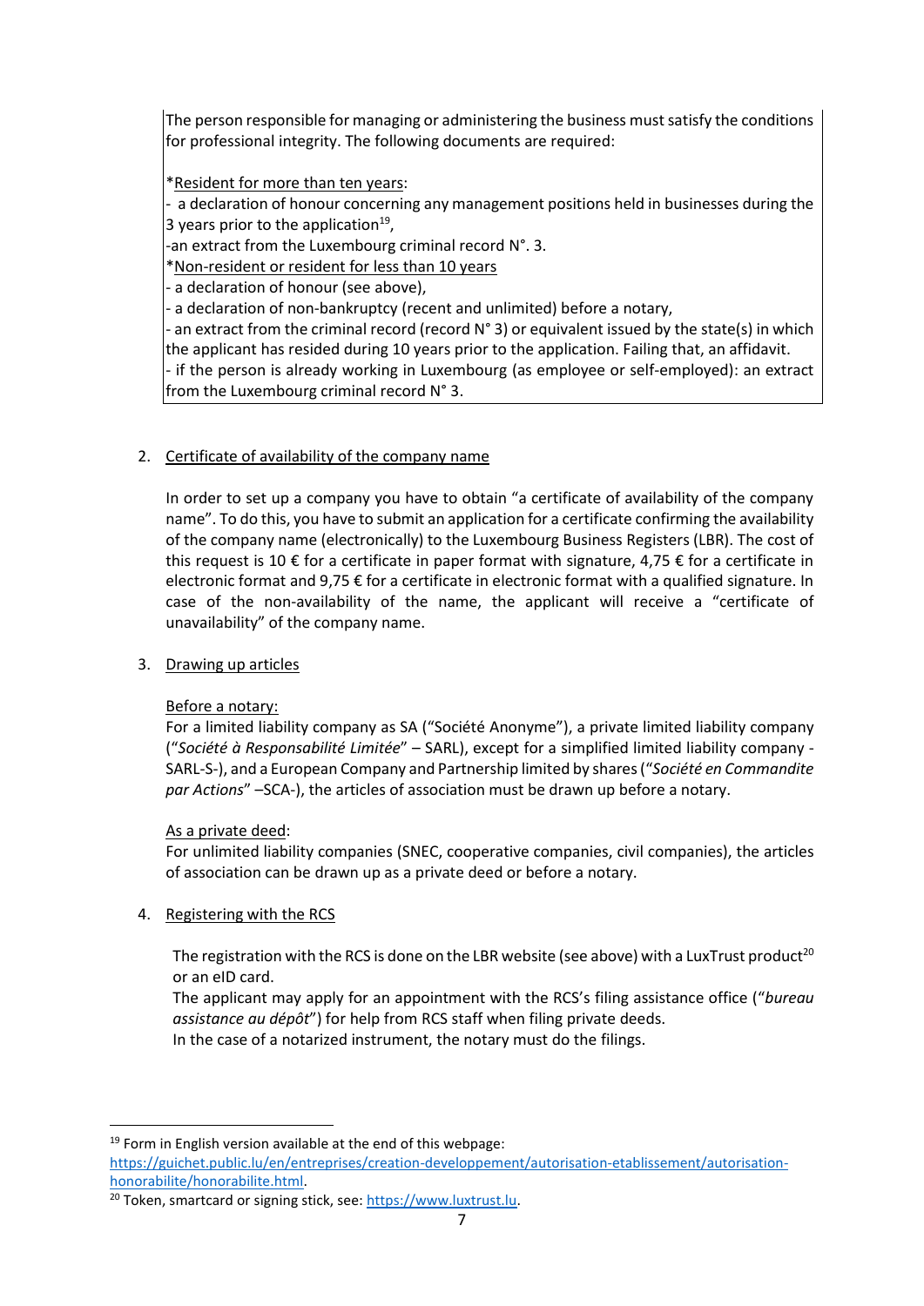The person responsible for managing or administering the business must satisfy the conditions for professional integrity. The following documents are required:

*Resident for more than ten years:

- a declaration of honour concerning any management positions held in businesses during the 3 years prior to the application[19],
- an extract from the Luxembourg criminal record N°. 3.

*Non-resident or resident for less than 10 years

- a declaration of honour (see above),
- a declaration of non-bankruptcy (recent and unlimited) before a notary,
- an extract from the criminal record (record N° 3) or equivalent issued by the state(s) in which the applicant has resided during 10 years prior to the application. Failing that, an affidavit.
- if the person is already working in Luxembourg (as employee or self-employed): an extract from the Luxembourg criminal record N° 3.

2. Certificate of availability of the company name

   In order to set up a company you have to obtain "a certificate of availability of the company name". To do this, you have to submit an application for a certificate confirming the availability of the company name (electronically) to the Luxembourg Business Registers (LBR). The cost of this request is 10 € for a certificate in paper format with signature, 4,75 € for a certificate in electronic format and 9,75 € for a certificate in electronic format with a qualified signature. In case of the non-availability of the name, the applicant will receive a "certificate of unavailability" of the company name.

3. Drawing up articles

   Before a notary:
   For a limited liability company as SA ("Société Anonyme"), a private limited liability company ("*Société à Responsabilité Limitée*" – SARL), except for a simplified limited liability company - SARL-S-), and a European Company and Partnership limited by shares ("*Société en Commandite par Actions*" –SCA-), the articles of association must be drawn up before a notary.

   As a private deed:
   For unlimited liability companies (SNEC, cooperative companies, civil companies), the articles of association can be drawn up as a private deed or before a notary.

4. Registering with the RCS

   The registration with the RCS is done on the LBR website (see above) with a LuxTrust product[20] or an eID card.
   The applicant may apply for an appointment with the RCS's filing assistance office ("*bureau assistance au dépôt*") for help from RCS staff when filing private deeds.
   In the case of a notarized instrument, the notary must do the filings.

[19] Form in English version available at the end of this webpage: https://guichet.public.lu/en/entreprises/creation-developpement/autorisation-etablissement/autorisation-honorabilite/honorabilite.html.

[20] Token, smartcard or signing stick, see: https://www.luxtrust.lu.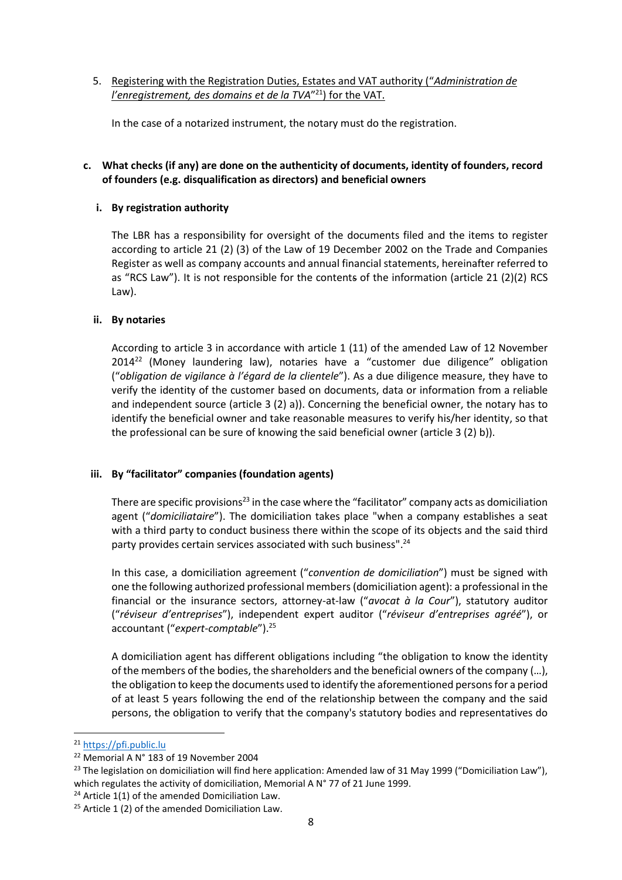5. Registering with the Registration Duties, Estates and VAT authority ("*Administration de l'enregistrement, des domains et de la TVA*"[21]) for the VAT.

   In the case of a notarized instrument, the notary must do the registration.

**c. What checks (if any) are done on the authenticity of documents, identity of founders, record of founders (e.g. disqualification as directors) and beneficial owners**

**i. By registration authority**

The LBR has a responsibility for oversight of the documents filed and the items to register according to article 21 (2) (3) of the Law of 19 December 2002 on the Trade and Companies Register as well as company accounts and annual financial statements, hereinafter referred to as "RCS Law"). It is not responsible for the contents of the information (article 21 (2)(2) RCS Law).

**ii. By notaries**

According to article 3 in accordance with article 1 (11) of the amended Law of 12 November 2014[22] (Money laundering law), notaries have a "customer due diligence" obligation ("*obligation de vigilance à l'égard de la clientele*"). As a due diligence measure, they have to verify the identity of the customer based on documents, data or information from a reliable and independent source (article 3 (2) a)). Concerning the beneficial owner, the notary has to identify the beneficial owner and take reasonable measures to verify his/her identity, so that the professional can be sure of knowing the said beneficial owner (article 3 (2) b)).

**iii. By "facilitator" companies (foundation agents)**

There are specific provisions[23] in the case where the "facilitator" company acts as domiciliation agent ("*domiciliataire*"). The domiciliation takes place "when a company establishes a seat with a third party to conduct business there within the scope of its objects and the said third party provides certain services associated with such business".[24]

In this case, a domiciliation agreement ("*convention de domiciliation*") must be signed with one the following authorized professional members (domiciliation agent): a professional in the financial or the insurance sectors, attorney-at-law ("*avocat à la Cour*"), statutory auditor ("*réviseur d'entreprises*"), independent expert auditor ("*réviseur d'entreprises agréé*"), or accountant ("*expert-comptable*").[25]

A domiciliation agent has different obligations including "the obligation to know the identity of the members of the bodies, the shareholders and the beneficial owners of the company (…), the obligation to keep the documents used to identify the aforementioned persons for a period of at least 5 years following the end of the relationship between the company and the said persons, the obligation to verify that the company's statutory bodies and representatives do

---

[21] https://pfi.public.lu

[22] Memorial A N° 183 of 19 November 2004

[23] The legislation on domiciliation will find here application: Amended law of 31 May 1999 ("Domiciliation Law"), which regulates the activity of domiciliation, Memorial A N° 77 of 21 June 1999.

[24] Article 1(1) of the amended Domiciliation Law.

[25] Article 1 (2) of the amended Domiciliation Law.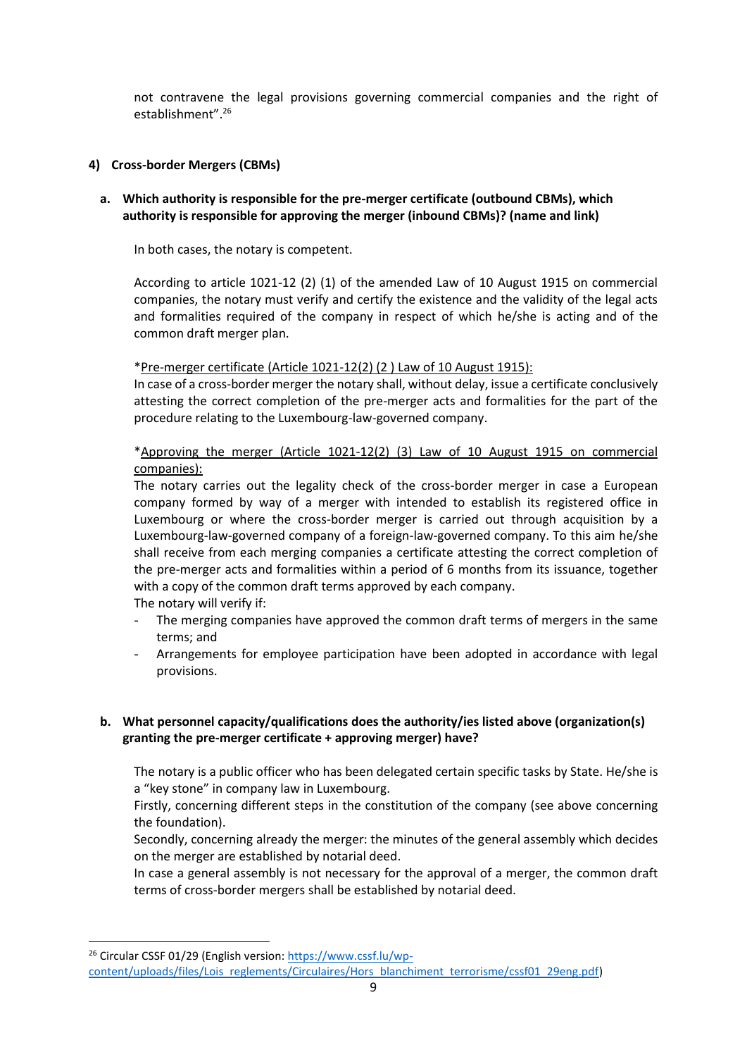not contravene the legal provisions governing commercial companies and the right of establishment".[26]

### 4) Cross-border Mergers (CBMs)

**a. Which authority is responsible for the pre-merger certificate (outbound CBMs), which authority is responsible for approving the merger (inbound CBMs)? (name and link)**

In both cases, the notary is competent.

According to article 1021-12 (2) (1) of the amended Law of 10 August 1915 on commercial companies, the notary must verify and certify the existence and the validity of the legal acts and formalities required of the company in respect of which he/she is acting and of the common draft merger plan.

*<u>Pre-merger certificate (Article 1021-12(2) (2 ) Law of 10 August 1915):</u>
In case of a cross-border merger the notary shall, without delay, issue a certificate conclusively attesting the correct completion of the pre-merger acts and formalities for the part of the procedure relating to the Luxembourg-law-governed company.

*<u>Approving the merger (Article 1021-12(2) (3) Law of 10 August 1915 on commercial companies):</u>
The notary carries out the legality check of the cross-border merger in case a European company formed by way of a merger with intended to establish its registered office in Luxembourg or where the cross-border merger is carried out through acquisition by a Luxembourg-law-governed company of a foreign-law-governed company. To this aim he/she shall receive from each merging companies a certificate attesting the correct completion of the pre-merger acts and formalities within a period of 6 months from its issuance, together with a copy of the common draft terms approved by each company.
The notary will verify if:

- The merging companies have approved the common draft terms of mergers in the same terms; and
- Arrangements for employee participation have been adopted in accordance with legal provisions.

**b. What personnel capacity/qualifications does the authority/ies listed above (organization(s) granting the pre-merger certificate + approving merger) have?**

The notary is a public officer who has been delegated certain specific tasks by State. He/she is a "key stone" in company law in Luxembourg.
Firstly, concerning different steps in the constitution of the company (see above concerning the foundation).
Secondly, concerning already the merger: the minutes of the general assembly which decides on the merger are established by notarial deed.
In case a general assembly is not necessary for the approval of a merger, the common draft terms of cross-border mergers shall be established by notarial deed.

---

[26] Circular CSSF 01/29 (English version: https://www.cssf.lu/wp-content/uploads/files/Lois_reglements/Circulaires/Hors_blanchiment_terrorisme/cssf01_29eng.pdf)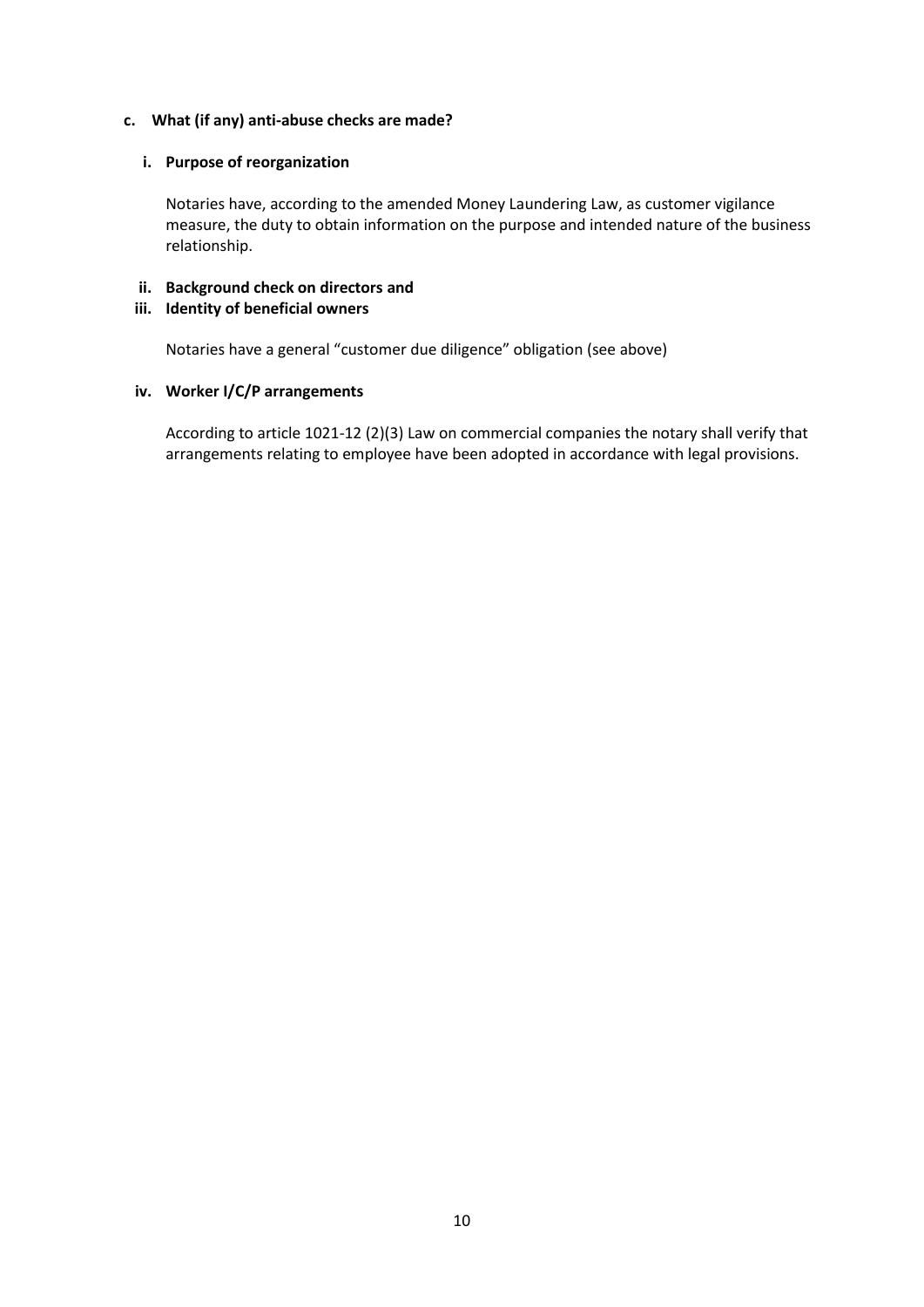**c. What (if any) anti-abuse checks are made?**

**i. Purpose of reorganization**

Notaries have, according to the amended Money Laundering Law, as customer vigilance measure, the duty to obtain information on the purpose and intended nature of the business relationship.

**ii. Background check on directors and**

**iii. Identity of beneficial owners**

Notaries have a general "customer due diligence" obligation (see above)

**iv. Worker I/C/P arrangements**

According to article 1021-12 (2)(3) Law on commercial companies the notary shall verify that arrangements relating to employee have been adopted in accordance with legal provisions.